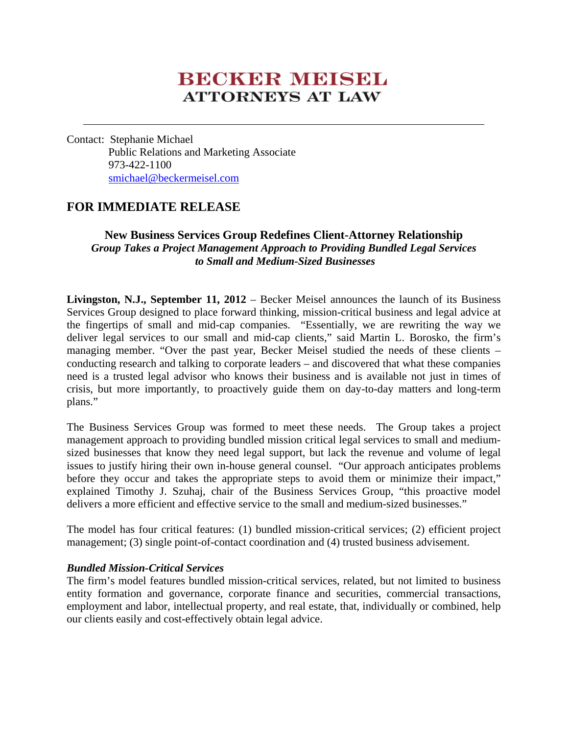# BECKER MEISEL
## ATTORNEYS AT LAW

---

Contact: Stephanie Michael
Public Relations and Marketing Associate
973-422-1100
smichael@beckermeisel.com

## FOR IMMEDIATE RELEASE

### New Business Services Group Redefines Client-Attorney Relationship

***Group Takes a Project Management Approach to Providing Bundled Legal Services to Small and Medium-Sized Businesses***

**Livingston, N.J., September 11, 2012** – Becker Meisel announces the launch of its Business Services Group designed to place forward thinking, mission-critical business and legal advice at the fingertips of small and mid-cap companies. "Essentially, we are rewriting the way we deliver legal services to our small and mid-cap clients," said Martin L. Borosko, the firm's managing member. "Over the past year, Becker Meisel studied the needs of these clients – conducting research and talking to corporate leaders – and discovered that what these companies need is a trusted legal advisor who knows their business and is available not just in times of crisis, but more importantly, to proactively guide them on day-to-day matters and long-term plans."

The Business Services Group was formed to meet these needs. The Group takes a project management approach to providing bundled mission critical legal services to small and medium-sized businesses that know they need legal support, but lack the revenue and volume of legal issues to justify hiring their own in-house general counsel. "Our approach anticipates problems before they occur and takes the appropriate steps to avoid them or minimize their impact," explained Timothy J. Szuhaj, chair of the Business Services Group, "this proactive model delivers a more efficient and effective service to the small and medium-sized businesses."

The model has four critical features: (1) bundled mission-critical services; (2) efficient project management; (3) single point-of-contact coordination and (4) trusted business advisement.

***Bundled Mission-Critical Services***

The firm's model features bundled mission-critical services, related, but not limited to business entity formation and governance, corporate finance and securities, commercial transactions, employment and labor, intellectual property, and real estate, that, individually or combined, help our clients easily and cost-effectively obtain legal advice.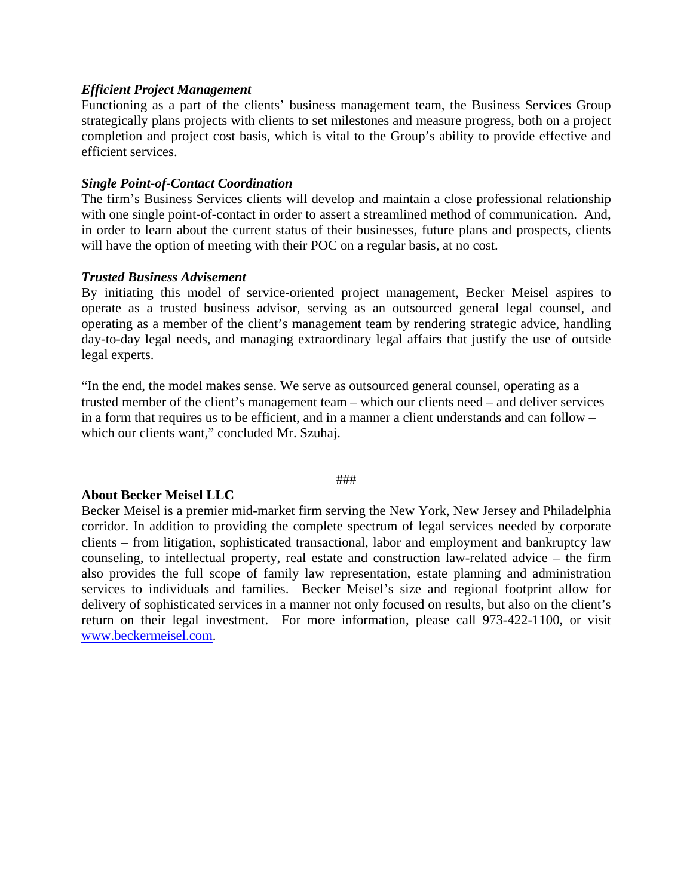***Efficient Project Management***

Functioning as a part of the clients' business management team, the Business Services Group strategically plans projects with clients to set milestones and measure progress, both on a project completion and project cost basis, which is vital to the Group's ability to provide effective and efficient services.

***Single Point-of-Contact Coordination***

The firm's Business Services clients will develop and maintain a close professional relationship with one single point-of-contact in order to assert a streamlined method of communication. And, in order to learn about the current status of their businesses, future plans and prospects, clients will have the option of meeting with their POC on a regular basis, at no cost.

***Trusted Business Advisement***

By initiating this model of service-oriented project management, Becker Meisel aspires to operate as a trusted business advisor, serving as an outsourced general legal counsel, and operating as a member of the client's management team by rendering strategic advice, handling day-to-day legal needs, and managing extraordinary legal affairs that justify the use of outside legal experts.

"In the end, the model makes sense. We serve as outsourced general counsel, operating as a trusted member of the client's management team – which our clients need – and deliver services in a form that requires us to be efficient, and in a manner a client understands and can follow – which our clients want," concluded Mr. Szuhaj.

###

**About Becker Meisel LLC**

Becker Meisel is a premier mid-market firm serving the New York, New Jersey and Philadelphia corridor. In addition to providing the complete spectrum of legal services needed by corporate clients – from litigation, sophisticated transactional, labor and employment and bankruptcy law counseling, to intellectual property, real estate and construction law-related advice – the firm also provides the full scope of family law representation, estate planning and administration services to individuals and families. Becker Meisel's size and regional footprint allow for delivery of sophisticated services in a manner not only focused on results, but also on the client's return on their legal investment. For more information, please call 973-422-1100, or visit www.beckermeisel.com.